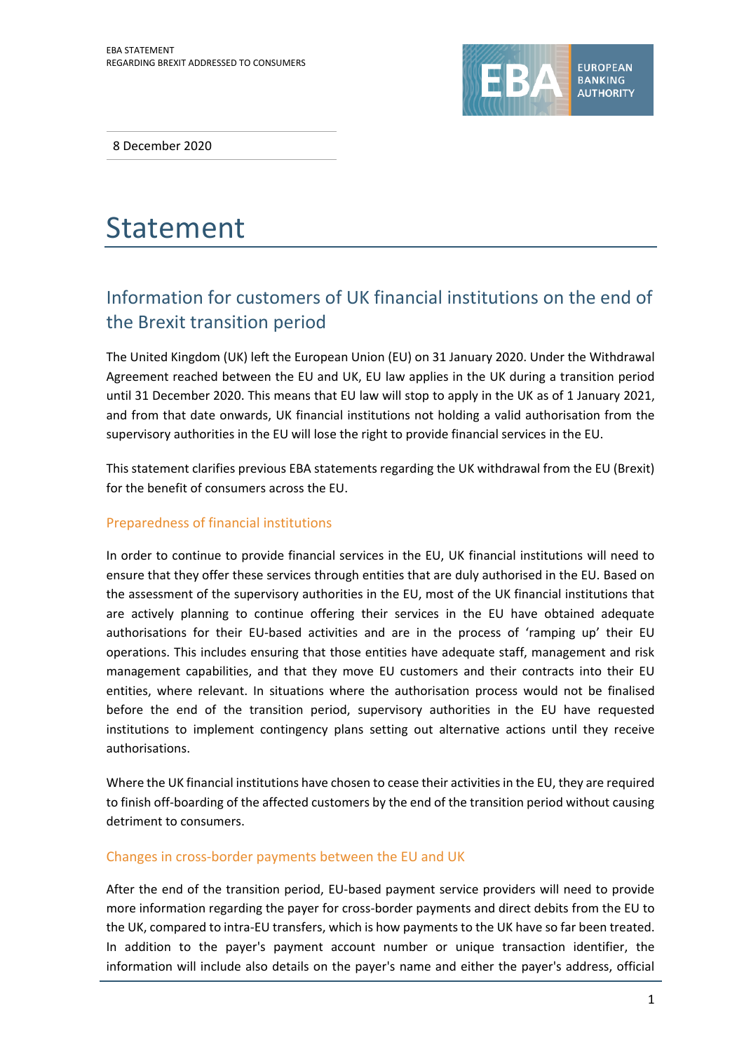EBA STATEMENT
REGARDING BREXIT ADDRESSED TO CONSUMERS

8 December 2020

# Statement

## Information for customers of UK financial institutions on the end of the Brexit transition period

The United Kingdom (UK) left the European Union (EU) on 31 January 2020. Under the Withdrawal Agreement reached between the EU and UK, EU law applies in the UK during a transition period until 31 December 2020. This means that EU law will stop to apply in the UK as of 1 January 2021, and from that date onwards, UK financial institutions not holding a valid authorisation from the supervisory authorities in the EU will lose the right to provide financial services in the EU.

This statement clarifies previous EBA statements regarding the UK withdrawal from the EU (Brexit) for the benefit of consumers across the EU.

### Preparedness of financial institutions

In order to continue to provide financial services in the EU, UK financial institutions will need to ensure that they offer these services through entities that are duly authorised in the EU. Based on the assessment of the supervisory authorities in the EU, most of the UK financial institutions that are actively planning to continue offering their services in the EU have obtained adequate authorisations for their EU-based activities and are in the process of 'ramping up' their EU operations. This includes ensuring that those entities have adequate staff, management and risk management capabilities, and that they move EU customers and their contracts into their EU entities, where relevant. In situations where the authorisation process would not be finalised before the end of the transition period, supervisory authorities in the EU have requested institutions to implement contingency plans setting out alternative actions until they receive authorisations.

Where the UK financial institutions have chosen to cease their activities in the EU, they are required to finish off-boarding of the affected customers by the end of the transition period without causing detriment to consumers.

### Changes in cross-border payments between the EU and UK

After the end of the transition period, EU-based payment service providers will need to provide more information regarding the payer for cross-border payments and direct debits from the EU to the UK, compared to intra-EU transfers, which is how payments to the UK have so far been treated. In addition to the payer's payment account number or unique transaction identifier, the information will include also details on the payer's name and either the payer's address, official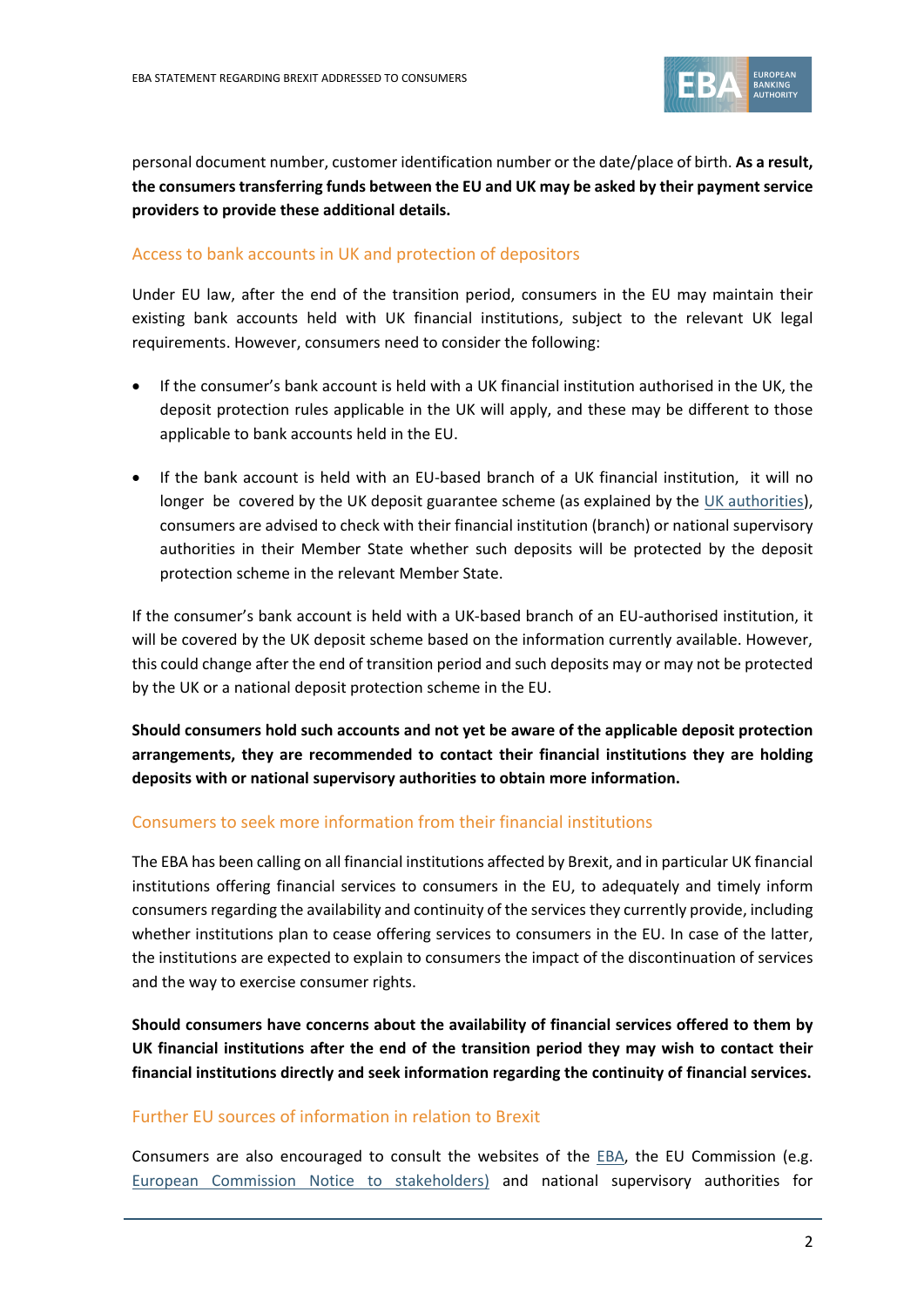personal document number, customer identification number or the date/place of birth. **As a result, the consumers transferring funds between the EU and UK may be asked by their payment service providers to provide these additional details.**

## Access to bank accounts in UK and protection of depositors

Under EU law, after the end of the transition period, consumers in the EU may maintain their existing bank accounts held with UK financial institutions, subject to the relevant UK legal requirements. However, consumers need to consider the following:

- If the consumer's bank account is held with a UK financial institution authorised in the UK, the deposit protection rules applicable in the UK will apply, and these may be different to those applicable to bank accounts held in the EU.
- If the bank account is held with an EU-based branch of a UK financial institution, it will no longer be covered by the UK deposit guarantee scheme (as explained by the UK authorities), consumers are advised to check with their financial institution (branch) or national supervisory authorities in their Member State whether such deposits will be protected by the deposit protection scheme in the relevant Member State.

If the consumer's bank account is held with a UK-based branch of an EU-authorised institution, it will be covered by the UK deposit scheme based on the information currently available. However, this could change after the end of transition period and such deposits may or may not be protected by the UK or a national deposit protection scheme in the EU.

**Should consumers hold such accounts and not yet be aware of the applicable deposit protection arrangements, they are recommended to contact their financial institutions they are holding deposits with or national supervisory authorities to obtain more information.**

## Consumers to seek more information from their financial institutions

The EBA has been calling on all financial institutions affected by Brexit, and in particular UK financial institutions offering financial services to consumers in the EU, to adequately and timely inform consumers regarding the availability and continuity of the services they currently provide, including whether institutions plan to cease offering services to consumers in the EU. In case of the latter, the institutions are expected to explain to consumers the impact of the discontinuation of services and the way to exercise consumer rights.

**Should consumers have concerns about the availability of financial services offered to them by UK financial institutions after the end of the transition period they may wish to contact their financial institutions directly and seek information regarding the continuity of financial services.**

## Further EU sources of information in relation to Brexit

Consumers are also encouraged to consult the websites of the EBA, the EU Commission (e.g. European Commission Notice to stakeholders) and national supervisory authorities for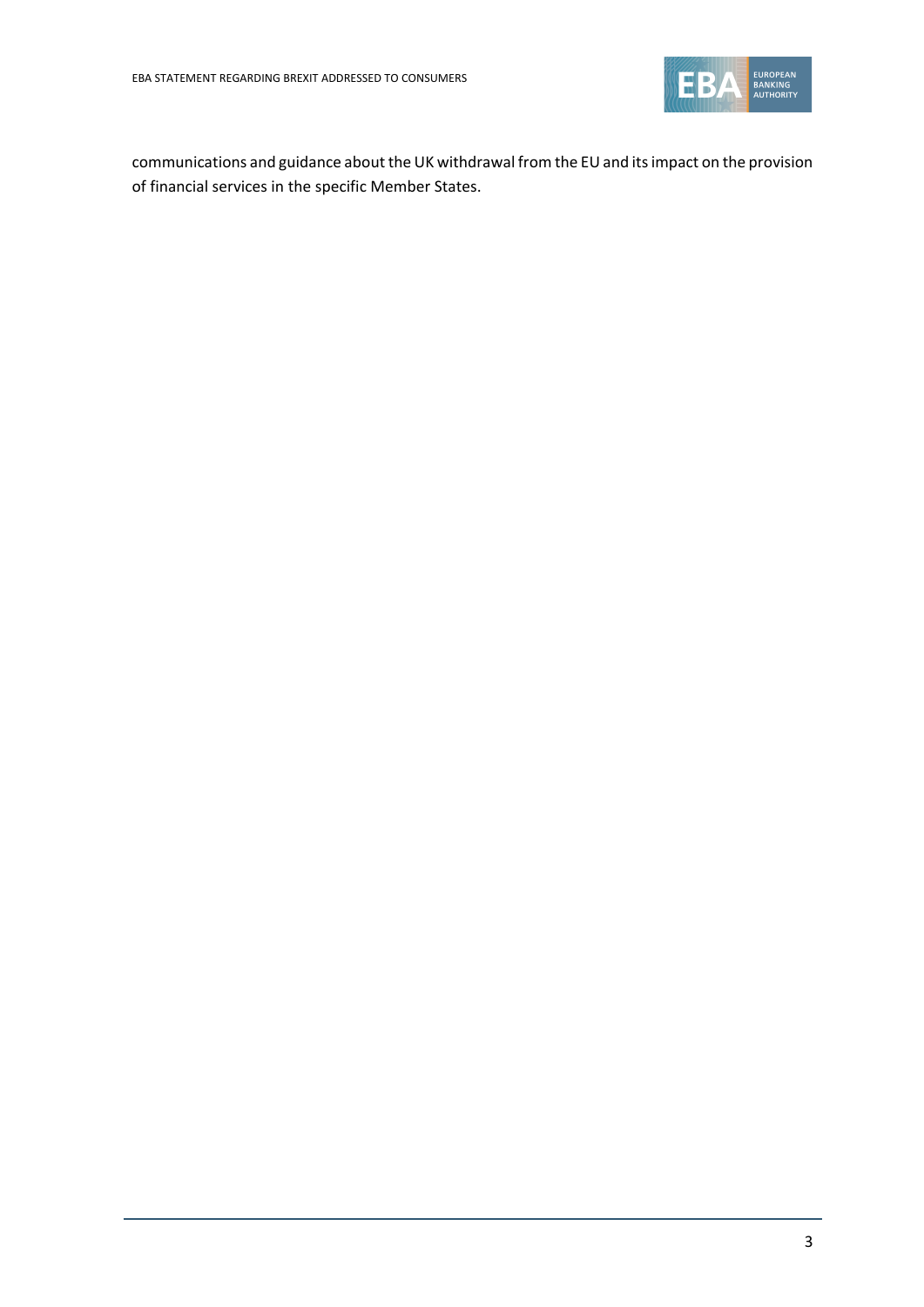communications and guidance about the UK withdrawal from the EU and its impact on the provision of financial services in the specific Member States.